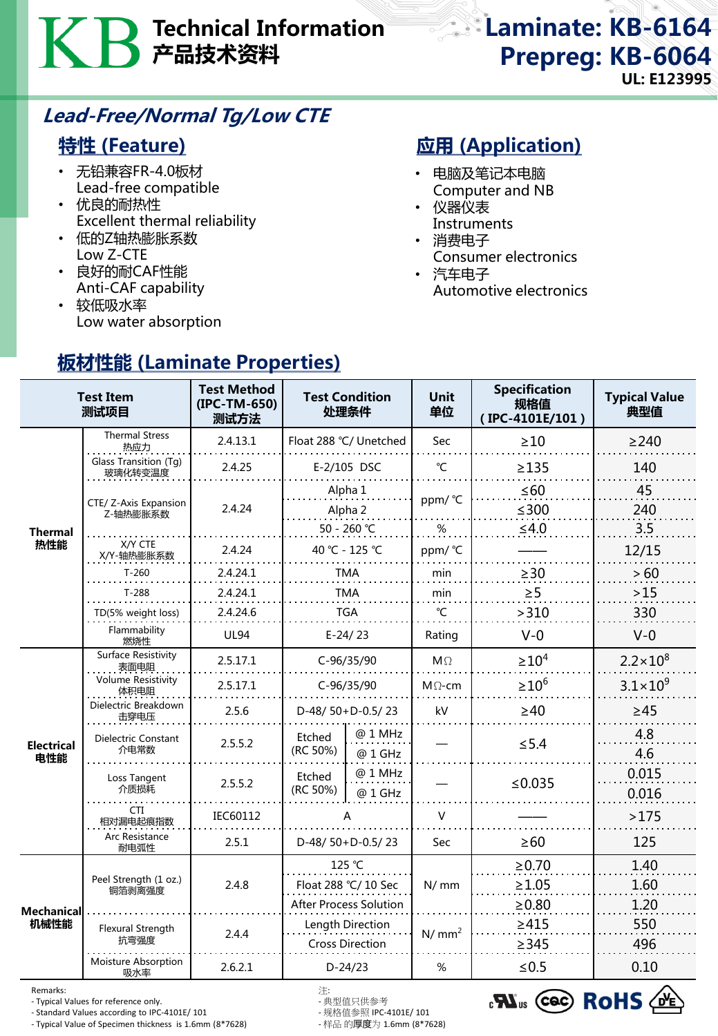# KB Technical Information 产品技术资料

**Laminate: KB-6164**
**Prepreg: KB-6064**
**UL: E123995**

## *Lead-Free/Normal Tg/Low CTE*

### 特性 (Feature)

- 无铅兼容FR-4.0板材
  Lead-free compatible
- 优良的耐热性
  Excellent thermal reliability
- 低的Z轴热膨胀系数
  Low Z-CTE
- 良好的耐CAF性能
  Anti-CAF capability
- 较低吸水率
  Low water absorption

### 应用 (Application)

- 电脑及笔记本电脑
  Computer and NB
- 仪器仪表
  Instruments
- 消费电子
  Consumer electronics
- 汽车电子
  Automotive electronics

### 板材性能 (Laminate Properties)

| Test Item 测试项目 | | Test Method (IPC-TM-650) 测试方法 | Test Condition 处理条件 | | Unit 单位 | Specification 规格值 (IPC-4101E/101) | Typical Value 典型值 |
|---|---|---|---|---|---|---|---|
| Thermal 热性能 | Thermal Stress 热应力 | 2.4.13.1 | Float 288 ℃/ Unetched | | Sec | ≥10 | ≥240 |
| | Glass Transition (Tg) 玻璃化转变温度 | 2.4.25 | E-2/105 DSC | | ℃ | ≥135 | 140 |
| | CTE/ Z-Axis Expansion Z-轴热膨胀系数 | 2.4.24 | Alpha 1 | | ppm/ ℃ | ≤60 | 45 |
| | | | Alpha 2 | | ppm/ ℃ | ≤300 | 240 |
| | | | 50 - 260 ℃ | | % | ≤4.0 | 3.5 |
| | X/Y CTE X/Y-轴热膨胀系数 | 2.4.24 | 40 ℃ - 125 ℃ | | ppm/ ℃ | —— | 12/15 |
| | T-260 | 2.4.24.1 | TMA | | min | ≥30 | > 60 |
| | T-288 | 2.4.24.1 | TMA | | min | ≥5 | >15 |
| | TD(5% weight loss) | 2.4.24.6 | TGA | | ℃ | >310 | 330 |
| | Flammability 燃烧性 | UL94 | E-24/ 23 | | Rating | V-0 | V-0 |
| Electrical 电性能 | Surface Resistivity 表面电阻 | 2.5.17.1 | C-96/35/90 | | MΩ | $\geq 10^4$ | $2.2\times10^8$ |
| | Volume Resistivity 体积电阻 | 2.5.17.1 | C-96/35/90 | | MΩ-cm | $\geq 10^6$ | $3.1\times10^9$ |
| | Dielectric Breakdown 击穿电压 | 2.5.6 | D-48/ 50+D-0.5/ 23 | | kV | ≥40 | ≥45 |
| | Dielectric Constant 介电常数 | 2.5.5.2 | Etched (RC 50%) | @ 1 MHz | — | ≤5.4 | 4.8 |
| | | | | @ 1 GHz | | | 4.6 |
| | Loss Tangent 介质损耗 | 2.5.5.2 | Etched (RC 50%) | @ 1 MHz | — | ≤0.035 | 0.015 |
| | | | | @ 1 GHz | | | 0.016 |
| | CTI 相对漏电起痕指数 | IEC60112 | A | | V | —— | >175 |
| | Arc Resistance 耐电弧性 | 2.5.1 | D-48/ 50+D-0.5/ 23 | | Sec | ≥60 | 125 |
| Mechanical 机械性能 | Peel Strength (1 oz.) 铜箔剥离强度 | 2.4.8 | 125 ℃ | | N/ mm | ≥0.70 | 1.40 |
| | | | Float 288 ℃/ 10 Sec | | N/ mm | ≥1.05 | 1.60 |
| | | | After Process Solution | | N/ mm | ≥0.80 | 1.20 |
| | Flexural Strength 抗弯强度 | 2.4.4 | Length Direction | | $N/mm^2$ | ≥415 | 550 |
| | | | Cross Direction | | $N/mm^2$ | ≥345 | 496 |
| | Moisture Absorption 吸水率 | 2.6.2.1 | D-24/23 | | % | ≤0.5 | 0.10 |

Remarks:
- Typical Values for reference only.
- Standard Values according to IPC-4101E/ 101
- Typical Value of Specimen thickness is 1.6mm (8*7628)

注:
- 典型值只供参考
- 规格值参照 IPC-4101E/ 101
- 样品 的厚度为 1.6mm (8*7628)

RoHS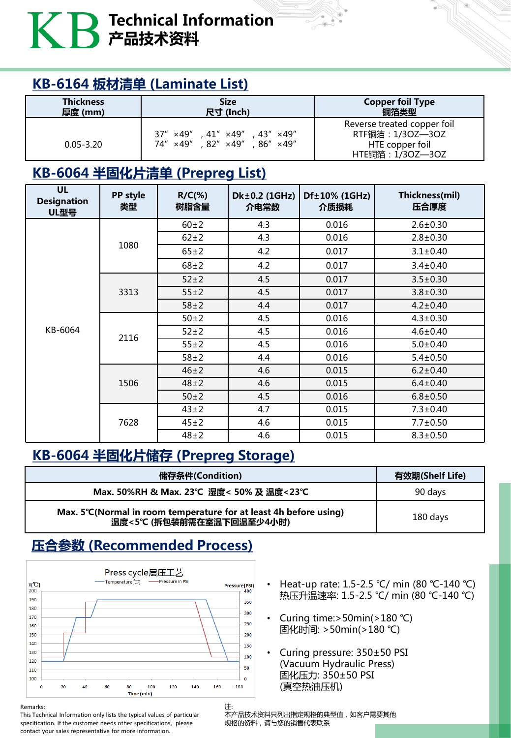# KB Technical Information 产品技术资料

## KB-6164 板材清单 (Laminate List)

| Thickness 厚度 (mm) | Size 尺寸 (Inch) | Copper foil Type 铜箔类型 |
|---|---|---|
| 0.05-3.20 | 37″ ×49″ ，41″ ×49″ ，43″ ×49″ 74″ ×49″ ，82″ ×49″ ，86″ ×49″ | Reverse treated copper foil RTF铜箔：1/3OZ—3OZ HTE copper foil HTE铜箔：1/3OZ—3OZ |

## KB-6064 半固化片清单 (Prepreg List)

| UL Designation UL型号 | PP style 类型 | R/C(%) 树脂含量 | Dk±0.2 (1GHz) 介电常数 | Df±10% (1GHz) 介质损耗 | Thickness(mil) 压合厚度 |
|---|---|---|---|---|---|
| KB-6064 | 1080 | 60±2 | 4.3 | 0.016 | 2.6±0.30 |
| | | 62±2 | 4.3 | 0.016 | 2.8±0.30 |
| | | 65±2 | 4.2 | 0.017 | 3.1±0.40 |
| | | 68±2 | 4.2 | 0.017 | 3.4±0.40 |
| | 3313 | 52±2 | 4.5 | 0.017 | 3.5±0.30 |
| | | 55±2 | 4.5 | 0.017 | 3.8±0.30 |
| | | 58±2 | 4.4 | 0.017 | 4.2±0.40 |
| | 2116 | 50±2 | 4.5 | 0.016 | 4.3±0.30 |
| | | 52±2 | 4.5 | 0.016 | 4.6±0.40 |
| | | 55±2 | 4.5 | 0.016 | 5.0±0.40 |
| | | 58±2 | 4.4 | 0.016 | 5.4±0.50 |
| | 1506 | 46±2 | 4.6 | 0.015 | 6.2±0.40 |
| | | 48±2 | 4.6 | 0.015 | 6.4±0.40 |
| | | 50±2 | 4.5 | 0.016 | 6.8±0.50 |
| | 7628 | 43±2 | 4.7 | 0.015 | 7.3±0.40 |
| | | 45±2 | 4.6 | 0.015 | 7.7±0.50 |
| | | 48±2 | 4.6 | 0.015 | 8.3±0.50 |

## KB-6064 半固化片储存 (Prepreg Storage)

| 储存条件(Condition) | 有效期(Shelf Life) |
|---|---|
| Max. 50%RH & Max. 23℃ 湿度< 50% 及 温度<23℃ | 90 days |
| Max. 5℃(Normal in room temperature for at least 4h before using) 温度<5℃ (拆包装前需在室温下回温至少4小时) | 180 days |

## 压合参数 (Recommended Process)

Press cycle层压工艺

Temperature(℃) Pressure in PSI

T(℃) 200 190 180 170 160 150 140 130 120 110 100

Pressure(PSI) 400 350 300 250 200 150 100 50 0

0 20 40 60 80 100 120 140 160 180

Time (min)

- Heat-up rate: 1.5-2.5 ℃/ min (80 ℃-140 ℃)
  热压升温速率: 1.5-2.5 ℃/ min (80 ℃-140 ℃)
- Curing time:>50min(>180 ℃)
  固化时间: >50min(>180 ℃)
- Curing pressure: 350±50 PSI
  (Vacuum Hydraulic Press)
  固化压力: 350±50 PSI
  (真空热油压机)

Remarks:
This Technical Information only lists the typical values of particular specification. If the customer needs other specifications, please contact your sales representative for more information.

注:
本产品技术资料只列出指定规格的典型值，如客户需要其他规格的资料，请与您的销售代表联系